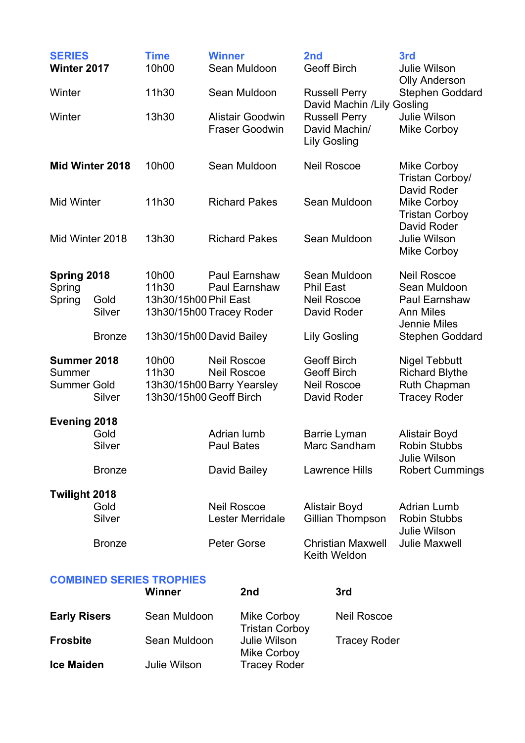| SERIES | | Time | Winner | 2nd | 3rd |
|---|---|---|---|---|---|
| **Winter 2017** | | 10h00 | Sean Muldoon | Geoff Birch | Julie Wilson<br>Olly Anderson |
| Winter | | 11h30 | Sean Muldoon | Russell Perry<br>David Machin /Lily Gosling | Stephen Goddard |
| Winter | | 13h30 | Alistair Goodwin<br>Fraser Goodwin | Russell Perry<br>David Machin/<br>Lily Gosling | Julie Wilson<br>Mike Corboy |
| **Mid Winter 2018** | | 10h00 | Sean Muldoon | Neil Roscoe | Mike Corboy<br>Tristan Corboy/<br>David Roder |
| Mid Winter | | 11h30 | Richard Pakes | Sean Muldoon | Mike Corboy<br>Tristan Corboy<br>David Roder |
| Mid Winter 2018 | | 13h30 | Richard Pakes | Sean Muldoon | Julie Wilson<br>Mike Corboy |
| **Spring 2018** | | 10h00 | Paul Earnshaw | Sean Muldoon | Neil Roscoe |
| Spring | | 11h30 | Paul Earnshaw | Phil East | Sean Muldoon |
| Spring | Gold | 13h30/15h00 | Phil East | Neil Roscoe | Paul Earnshaw |
| | Silver | 13h30/15h00 | Tracey Roder | David Roder | Ann Miles<br>Jennie Miles |
| | Bronze | 13h30/15h00 | David Bailey | Lily Gosling | Stephen Goddard |
| **Summer 2018** | | 10h00 | Neil Roscoe | Geoff Birch | Nigel Tebbutt |
| Summer | | 11h30 | Neil Roscoe | Geoff Birch | Richard Blythe |
| Summer | Gold | 13h30/15h00 | Barry Yearsley | Neil Roscoe | Ruth Chapman |
| | Silver | 13h30/15h00 | Geoff Birch | David Roder | Tracey Roder |
| **Evening 2018** | | | | | |
| | Gold | | Adrian lumb | Barrie Lyman | Alistair Boyd |
| | Silver | | Paul Bates | Marc Sandham | Robin Stubbs<br>Julie Wilson |
| | Bronze | | David Bailey | Lawrence Hills | Robert Cummings |
| **Twilight 2018** | | | | | |
| | Gold | | Neil Roscoe | Alistair Boyd | Adrian Lumb |
| | Silver | | Lester Merridale | Gillian Thompson | Robin Stubbs<br>Julie Wilson |
| | Bronze | | Peter Gorse | Christian Maxwell<br>Keith Weldon | Julie Maxwell |

## COMBINED SERIES TROPHIES

| | Winner | 2nd | 3rd |
|---|---|---|---|
| **Early Risers** | Sean Muldoon | Mike Corboy<br>Tristan Corboy | Neil Roscoe |
| **Frosbite** | Sean Muldoon | Julie Wilson<br>Mike Corboy | Tracey Roder |
| **Ice Maiden** | Julie Wilson | Tracey Roder | |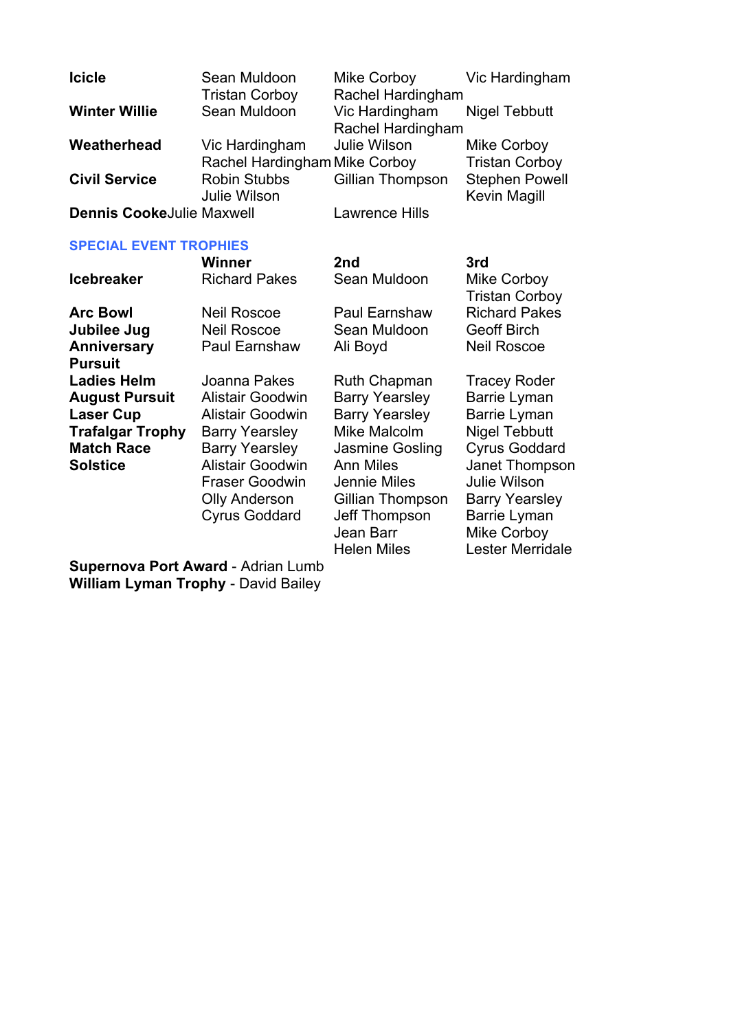| | | | |
|---|---|---|---|
| **Icicle** | Sean Muldoon<br>Tristan Corboy | Mike Corboy<br>Rachel Hardingham | Vic Hardingham |
| **Winter Willie** | Sean Muldoon | Vic Hardingham<br>Rachel Hardingham | Nigel Tebbutt |
| **Weatherhead** | Vic Hardingham<br>Rachel Hardingham | Julie Wilson<br>Mike Corboy | Mike Corboy<br>Tristan Corboy |
| **Civil Service** | Robin Stubbs<br>Julie Wilson | Gillian Thompson | Stephen Powell<br>Kevin Magill |
| **Dennis Cooke** | Julie Maxwell | Lawrence Hills | |

## SPECIAL EVENT TROPHIES

| | Winner | 2nd | 3rd |
|---|---|---|---|
| **Icebreaker** | Richard Pakes | Sean Muldoon | Mike Corboy<br>Tristan Corboy |
| **Arc Bowl** | Neil Roscoe | Paul Earnshaw | Richard Pakes |
| **Jubilee Jug** | Neil Roscoe | Sean Muldoon | Geoff Birch |
| **Anniversary Pursuit** | Paul Earnshaw | Ali Boyd | Neil Roscoe |
| **Ladies Helm** | Joanna Pakes | Ruth Chapman | Tracey Roder |
| **August Pursuit** | Alistair Goodwin | Barry Yearsley | Barrie Lyman |
| **Laser Cup** | Alistair Goodwin | Barry Yearsley | Barrie Lyman |
| **Trafalgar Trophy** | Barry Yearsley | Mike Malcolm | Nigel Tebbutt |
| **Match Race** | Barry Yearsley | Jasmine Gosling | Cyrus Goddard |
| **Solstice** | Alistair Goodwin<br>Fraser Goodwin<br>Olly Anderson<br>Cyrus Goddard | Ann Miles<br>Jennie Miles<br>Gillian Thompson<br>Jeff Thompson<br>Jean Barr<br>Helen Miles | Janet Thompson<br>Julie Wilson<br>Barry Yearsley<br>Barrie Lyman<br>Mike Corboy<br>Lester Merridale |

**Supernova Port Award** - Adrian Lumb
**William Lyman Trophy** - David Bailey